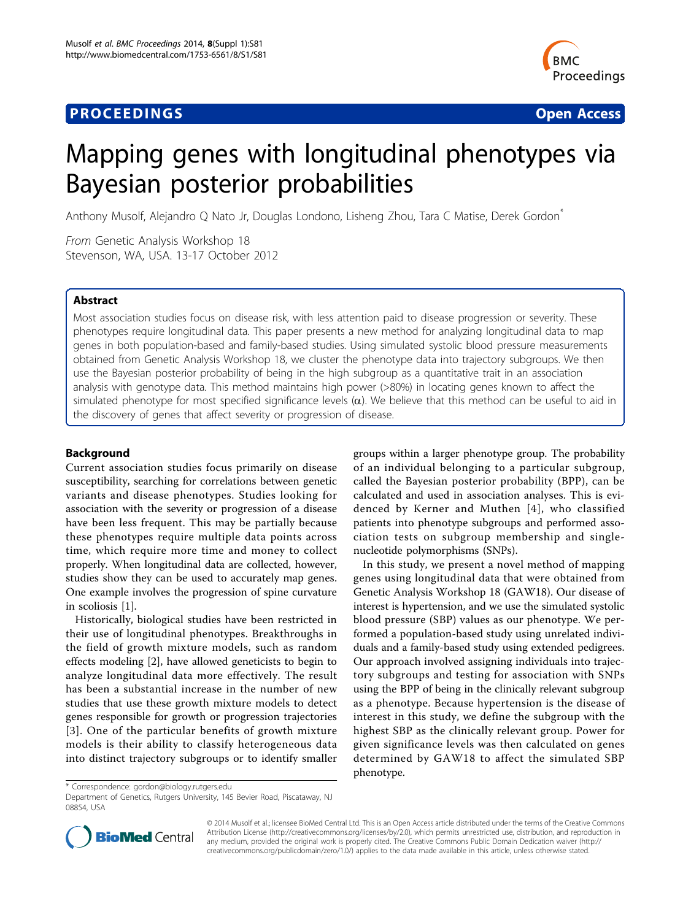PROCEEDINGS **Open Access**

# Mapping genes with longitudinal phenotypes via Bayesian posterior probabilities

Anthony Musolf, Alejandro Q Nato Jr, Douglas Londono, Lisheng Zhou, Tara C Matise, Derek Gordon*

*From* Genetic Analysis Workshop 18
Stevenson, WA, USA. 13-17 October 2012

## Abstract

Most association studies focus on disease risk, with less attention paid to disease progression or severity. These phenotypes require longitudinal data. This paper presents a new method for analyzing longitudinal data to map genes in both population-based and family-based studies. Using simulated systolic blood pressure measurements obtained from Genetic Analysis Workshop 18, we cluster the phenotype data into trajectory subgroups. We then use the Bayesian posterior probability of being in the high subgroup as a quantitative trait in an association analysis with genotype data. This method maintains high power (>80%) in locating genes known to affect the simulated phenotype for most specified significance levels ($\alpha$). We believe that this method can be useful to aid in the discovery of genes that affect severity or progression of disease.

## Background

Current association studies focus primarily on disease susceptibility, searching for correlations between genetic variants and disease phenotypes. Studies looking for association with the severity or progression of a disease have been less frequent. This may be partially because these phenotypes require multiple data points across time, which require more time and money to collect properly. When longitudinal data are collected, however, studies show they can be used to accurately map genes. One example involves the progression of spine curvature in scoliosis [1].

Historically, biological studies have been restricted in their use of longitudinal phenotypes. Breakthroughs in the field of growth mixture models, such as random effects modeling [2], have allowed geneticists to begin to analyze longitudinal data more effectively. The result has been a substantial increase in the number of new studies that use these growth mixture models to detect genes responsible for growth or progression trajectories [3]. One of the particular benefits of growth mixture models is their ability to classify heterogeneous data into distinct trajectory subgroups or to identify smaller groups within a larger phenotype group. The probability of an individual belonging to a particular subgroup, called the Bayesian posterior probability (BPP), can be calculated and used in association analyses. This is evidenced by Kerner and Muthen [4], who classified patients into phenotype subgroups and performed association tests on subgroup membership and single-nucleotide polymorphisms (SNPs).

In this study, we present a novel method of mapping genes using longitudinal data that were obtained from Genetic Analysis Workshop 18 (GAW18). Our disease of interest is hypertension, and we use the simulated systolic blood pressure (SBP) values as our phenotype. We performed a population-based study using unrelated individuals and a family-based study using extended pedigrees. Our approach involved assigning individuals into trajectory subgroups and testing for association with SNPs using the BPP of being in the clinically relevant subgroup as a phenotype. Because hypertension is the disease of interest in this study, we define the subgroup with the highest SBP as the clinically relevant group. Power for given significance levels was then calculated on genes determined by GAW18 to affect the simulated SBP phenotype.

\* Correspondence: gordon@biology.rutgers.edu
Department of Genetics, Rutgers University, 145 Bevier Road, Piscataway, NJ 08854, USA

© 2014 Musolf et al.; licensee BioMed Central Ltd. This is an Open Access article distributed under the terms of the Creative Commons Attribution License (http://creativecommons.org/licenses/by/2.0), which permits unrestricted use, distribution, and reproduction in any medium, provided the original work is properly cited. The Creative Commons Public Domain Dedication waiver (http://creativecommons.org/publicdomain/zero/1.0/) applies to the data made available in this article, unless otherwise stated.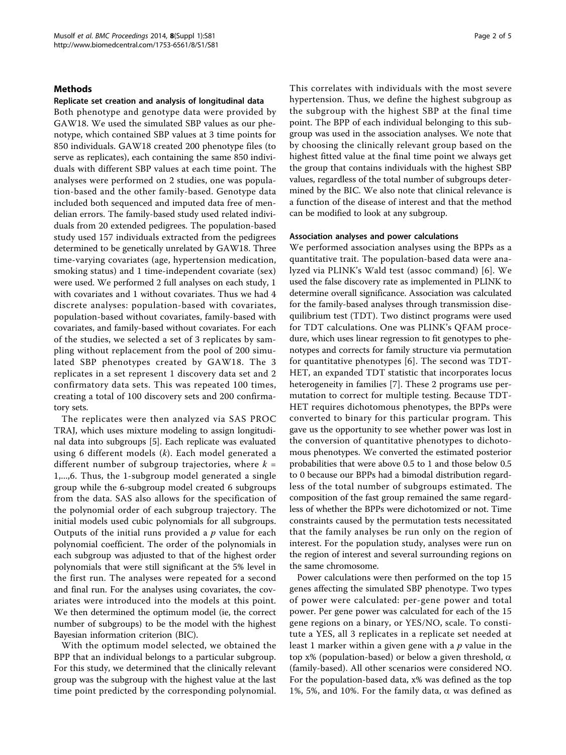## Methods

### Replicate set creation and analysis of longitudinal data

Both phenotype and genotype data were provided by GAW18. We used the simulated SBP values as our phenotype, which contained SBP values at 3 time points for 850 individuals. GAW18 created 200 phenotype files (to serve as replicates), each containing the same 850 individuals with different SBP values at each time point. The analyses were performed on 2 studies, one was population-based and the other family-based. Genotype data included both sequenced and imputed data free of mendelian errors. The family-based study used related individuals from 20 extended pedigrees. The population-based study used 157 individuals extracted from the pedigrees determined to be genetically unrelated by GAW18. Three time-varying covariates (age, hypertension medication, smoking status) and 1 time-independent covariate (sex) were used. We performed 2 full analyses on each study, 1 with covariates and 1 without covariates. Thus we had 4 discrete analyses: population-based with covariates, population-based without covariates, family-based with covariates, and family-based without covariates. For each of the studies, we selected a set of 3 replicates by sampling without replacement from the pool of 200 simulated SBP phenotypes created by GAW18. The 3 replicates in a set represent 1 discovery data set and 2 confirmatory data sets. This was repeated 100 times, creating a total of 100 discovery sets and 200 confirmatory sets.

The replicates were then analyzed via SAS PROC TRAJ, which uses mixture modeling to assign longitudinal data into subgroups [5]. Each replicate was evaluated using 6 different models ($k$). Each model generated a different number of subgroup trajectories, where $k = 1,...,6$. Thus, the 1-subgroup model generated a single group while the 6-subgroup model created 6 subgroups from the data. SAS also allows for the specification of the polynomial order of each subgroup trajectory. The initial models used cubic polynomials for all subgroups. Outputs of the initial runs provided a $p$ value for each polynomial coefficient. The order of the polynomials in each subgroup was adjusted to that of the highest order polynomials that were still significant at the 5% level in the first run. The analyses were repeated for a second and final run. For the analyses using covariates, the covariates were introduced into the models at this point. We then determined the optimum model (ie, the correct number of subgroups) to be the model with the highest Bayesian information criterion (BIC).

With the optimum model selected, we obtained the BPP that an individual belongs to a particular subgroup. For this study, we determined that the clinically relevant group was the subgroup with the highest value at the last time point predicted by the corresponding polynomial. This correlates with individuals with the most severe hypertension. Thus, we define the highest subgroup as the subgroup with the highest SBP at the final time point. The BPP of each individual belonging to this subgroup was used in the association analyses. We note that by choosing the clinically relevant group based on the highest fitted value at the final time point we always get the group that contains individuals with the highest SBP values, regardless of the total number of subgroups determined by the BIC. We also note that clinical relevance is a function of the disease of interest and that the method can be modified to look at any subgroup.

### Association analyses and power calculations

We performed association analyses using the BPPs as a quantitative trait. The population-based data were analyzed via PLINK's Wald test (assoc command) [6]. We used the false discovery rate as implemented in PLINK to determine overall significance. Association was calculated for the family-based analyses through transmission disequilibrium test (TDT). Two distinct programs were used for TDT calculations. One was PLINK's QFAM procedure, which uses linear regression to fit genotypes to phenotypes and corrects for family structure via permutation for quantitative phenotypes [6]. The second was TDT-HET, an expanded TDT statistic that incorporates locus heterogeneity in families [7]. These 2 programs use permutation to correct for multiple testing. Because TDT-HET requires dichotomous phenotypes, the BPPs were converted to binary for this particular program. This gave us the opportunity to see whether power was lost in the conversion of quantitative phenotypes to dichotomous phenotypes. We converted the estimated posterior probabilities that were above 0.5 to 1 and those below 0.5 to 0 because our BPPs had a bimodal distribution regardless of the total number of subgroups estimated. The composition of the fast group remained the same regardless of whether the BPPs were dichotomized or not. Time constraints caused by the permutation tests necessitated that the family analyses be run only on the region of interest. For the population study, analyses were run on the region of interest and several surrounding regions on the same chromosome.

Power calculations were then performed on the top 15 genes affecting the simulated SBP phenotype. Two types of power were calculated: per-gene power and total power. Per gene power was calculated for each of the 15 gene regions on a binary, or YES/NO, scale. To constitute a YES, all 3 replicates in a replicate set needed at least 1 marker within a given gene with a $p$ value in the top x% (population-based) or below a given threshold, $\alpha$ (family-based). All other scenarios were considered NO. For the population-based data, x% was defined as the top 1%, 5%, and 10%. For the family data, $\alpha$ was defined as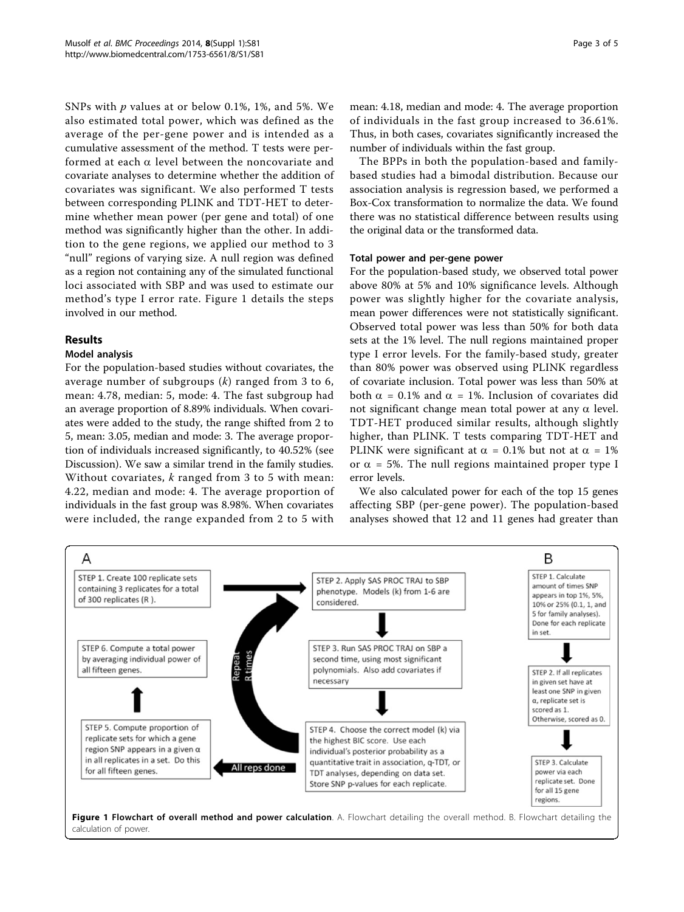SNPs with $p$ values at or below 0.1%, 1%, and 5%. We also estimated total power, which was defined as the average of the per-gene power and is intended as a cumulative assessment of the method. T tests were performed at each $\alpha$ level between the noncovariate and covariate analyses to determine whether the addition of covariates was significant. We also performed T tests between corresponding PLINK and TDT-HET to determine whether mean power (per gene and total) of one method was significantly higher than the other. In addition to the gene regions, we applied our method to 3 "null" regions of varying size. A null region was defined as a region not containing any of the simulated functional loci associated with SBP and was used to estimate our method's type I error rate. Figure 1 details the steps involved in our method.

## Results

### Model analysis

For the population-based studies without covariates, the average number of subgroups ($k$) ranged from 3 to 6, mean: 4.78, median: 5, mode: 4. The fast subgroup had an average proportion of 8.89% individuals. When covariates were added to the study, the range shifted from 2 to 5, mean: 3.05, median and mode: 3. The average proportion of individuals increased significantly, to 40.52% (see Discussion). We saw a similar trend in the family studies. Without covariates, $k$ ranged from 3 to 5 with mean: 4.22, median and mode: 4. The average proportion of individuals in the fast group was 8.98%. When covariates were included, the range expanded from 2 to 5 with mean: 4.18, median and mode: 4. The average proportion of individuals in the fast group increased to 36.61%. Thus, in both cases, covariates significantly increased the number of individuals within the fast group.

The BPPs in both the population-based and family-based studies had a bimodal distribution. Because our association analysis is regression based, we performed a Box-Cox transformation to normalize the data. We found there was no statistical difference between results using the original data or the transformed data.

### Total power and per-gene power

For the population-based study, we observed total power above 80% at 5% and 10% significance levels. Although power was slightly higher for the covariate analysis, mean power differences were not statistically significant. Observed total power was less than 50% for both data sets at the 1% level. The null regions maintained proper type I error levels. For the family-based study, greater than 80% power was observed using PLINK regardless of covariate inclusion. Total power was less than 50% at both $\alpha$ = 0.1% and $\alpha$ = 1%. Inclusion of covariates did not significant change mean total power at any $\alpha$ level. TDT-HET produced similar results, although slightly higher, than PLINK. T tests comparing TDT-HET and PLINK were significant at $\alpha$ = 0.1% but not at $\alpha$ = 1% or $\alpha$ = 5%. The null regions maintained proper type I error levels.

We also calculated power for each of the top 15 genes affecting SBP (per-gene power). The population-based analyses showed that 12 and 11 genes had greater than

A

STEP 1. Create 100 replicate sets containing 3 replicates for a total of 300 replicates (R).

STEP 2. Apply SAS PROC TRAJ to SBP phenotype. Models (k) from 1-6 are considered.

STEP 3. Run SAS PROC TRAJ on SBP a second time, using most significant polynomials. Also add covariates if necessary

STEP 4. Choose the correct model (k) via the highest BIC score. Use each individual's posterior probability as a quantitative trait in association, q-TDT, or TDT analyses, depending on data set. Store SNP p-values for each replicate.

Repeat R times

All reps done

STEP 5. Compute proportion of replicate sets for which a gene region SNP appears in a given α in all replicates in a set. Do this for all fifteen genes.

STEP 6. Compute a total power by averaging individual power of all fifteen genes.

B

STEP 1. Calculate amount of times SNP appears in top 1%, 5%, 10% or 25% (0.1, 1, and 5 for family analyses). Done for each replicate in set.

STEP 2. If all replicates in given set have at least one SNP in given α, replicate set is scored as 1. Otherwise, scored as 0.

STEP 3. Calculate power via each replicate set. Done for all 15 gene regions.

**Figure 1 Flowchart of overall method and power calculation**. A. Flowchart detailing the overall method. B. Flowchart detailing the calculation of power.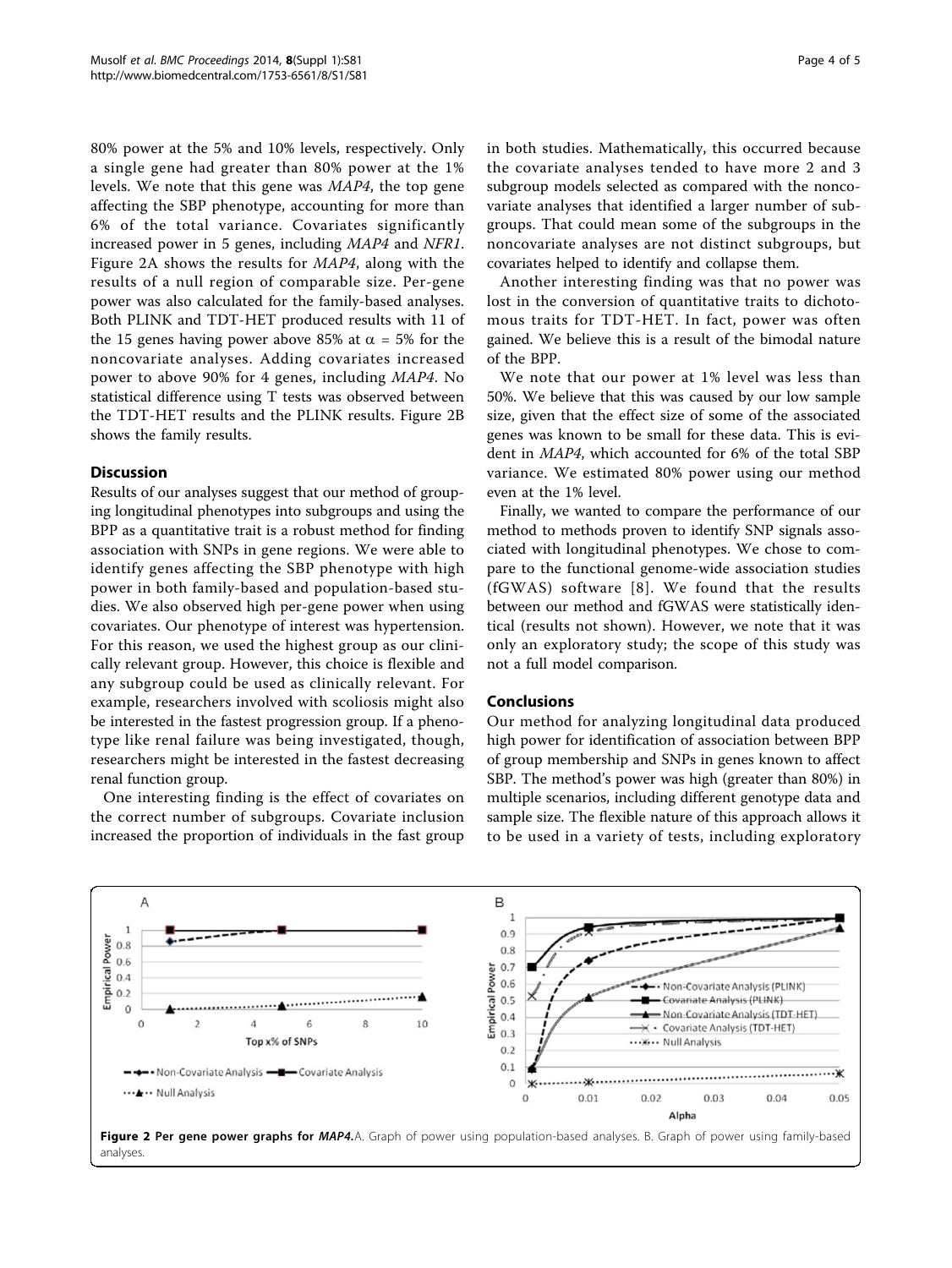80% power at the 5% and 10% levels, respectively. Only a single gene had greater than 80% power at the 1% levels. We note that this gene was *MAP4*, the top gene affecting the SBP phenotype, accounting for more than 6% of the total variance. Covariates significantly increased power in 5 genes, including *MAP4* and *NFR1*. Figure 2A shows the results for *MAP4*, along with the results of a null region of comparable size. Per-gene power was also calculated for the family-based analyses. Both PLINK and TDT-HET produced results with 11 of the 15 genes having power above 85% at $\alpha = 5\%$ for the noncovariate analyses. Adding covariates increased power to above 90% for 4 genes, including *MAP4*. No statistical difference using T tests was observed between the TDT-HET results and the PLINK results. Figure 2B shows the family results.

## Discussion

Results of our analyses suggest that our method of grouping longitudinal phenotypes into subgroups and using the BPP as a quantitative trait is a robust method for finding association with SNPs in gene regions. We were able to identify genes affecting the SBP phenotype with high power in both family-based and population-based studies. We also observed high per-gene power when using covariates. Our phenotype of interest was hypertension. For this reason, we used the highest group as our clinically relevant group. However, this choice is flexible and any subgroup could be used as clinically relevant. For example, researchers involved with scoliosis might also be interested in the fastest progression group. If a phenotype like renal failure was being investigated, though, researchers might be interested in the fastest decreasing renal function group.

One interesting finding is the effect of covariates on the correct number of subgroups. Covariate inclusion increased the proportion of individuals in the fast group in both studies. Mathematically, this occurred because the covariate analyses tended to have more 2 and 3 subgroup models selected as compared with the noncovariate analyses that identified a larger number of subgroups. That could mean some of the subgroups in the noncovariate analyses are not distinct subgroups, but covariates helped to identify and collapse them.

Another interesting finding was that no power was lost in the conversion of quantitative traits to dichotomous traits for TDT-HET. In fact, power was often gained. We believe this is a result of the bimodal nature of the BPP.

We note that our power at 1% level was less than 50%. We believe that this was caused by our low sample size, given that the effect size of some of the associated genes was known to be small for these data. This is evident in *MAP4*, which accounted for 6% of the total SBP variance. We estimated 80% power using our method even at the 1% level.

Finally, we wanted to compare the performance of our method to methods proven to identify SNP signals associated with longitudinal phenotypes. We chose to compare to the functional genome-wide association studies (fGWAS) software [8]. We found that the results between our method and fGWAS were statistically identical (results not shown). However, we note that it was only an exploratory study; the scope of this study was not a full model comparison.

## Conclusions

Our method for analyzing longitudinal data produced high power for identification of association between BPP of group membership and SNPs in genes known to affect SBP. The method's power was high (greater than 80%) in multiple scenarios, including different genotype data and sample size. The flexible nature of this approach allows it to be used in a variety of tests, including exploratory

A

Empirical Power

Top x% of SNPs

Non-Covariate Analysis
Covariate Analysis
Null Analysis

B

Empirical Power

Alpha

Non-Covariate Analysis (PLINK)
Covariate Analysis (PLINK)
Non-Covariate Analysis (TDT-HET)
Covariate Analysis (TDT-HET)
Null Analysis

**Figure 2 Per gene power graphs for *MAP4*.** A. Graph of power using population-based analyses. B. Graph of power using family-based analyses.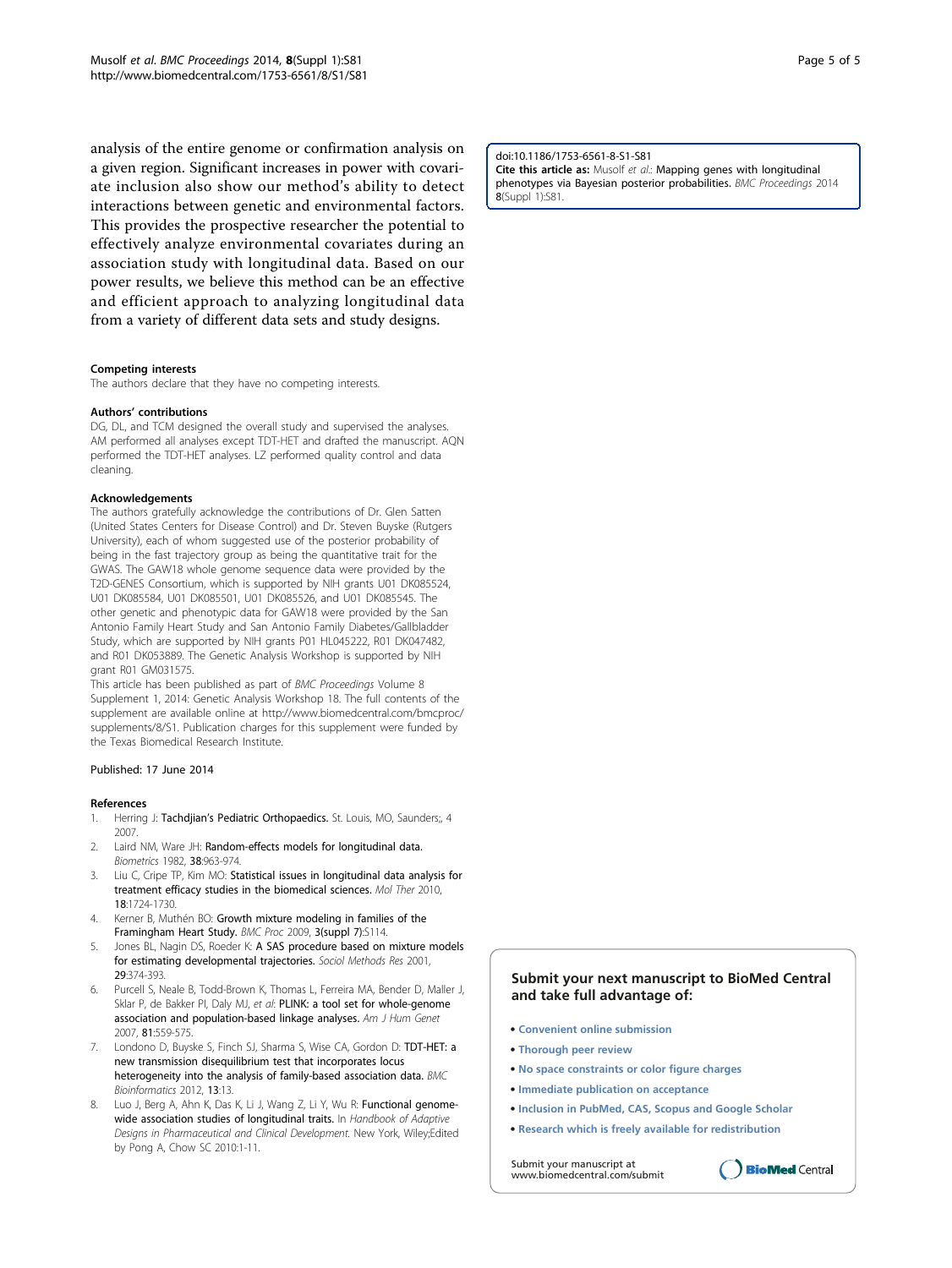analysis of the entire genome or confirmation analysis on a given region. Significant increases in power with covariate inclusion also show our method's ability to detect interactions between genetic and environmental factors. This provides the prospective researcher the potential to effectively analyze environmental covariates during an association study with longitudinal data. Based on our power results, we believe this method can be an effective and efficient approach to analyzing longitudinal data from a variety of different data sets and study designs.

#### Competing interests

The authors declare that they have no competing interests.

#### Authors' contributions

DG, DL, and TCM designed the overall study and supervised the analyses. AM performed all analyses except TDT-HET and drafted the manuscript. AQN performed the TDT-HET analyses. LZ performed quality control and data cleaning.

#### Acknowledgements

The authors gratefully acknowledge the contributions of Dr. Glen Satten (United States Centers for Disease Control) and Dr. Steven Buyske (Rutgers University), each of whom suggested use of the posterior probability of being in the fast trajectory group as being the quantitative trait for the GWAS. The GAW18 whole genome sequence data were provided by the T2D-GENES Consortium, which is supported by NIH grants U01 DK085524, U01 DK085584, U01 DK085501, U01 DK085526, and U01 DK085545. The other genetic and phenotypic data for GAW18 were provided by the San Antonio Family Heart Study and San Antonio Family Diabetes/Gallbladder Study, which are supported by NIH grants P01 HL045222, R01 DK047482, and R01 DK053889. The Genetic Analysis Workshop is supported by NIH grant R01 GM031575.

This article has been published as part of *BMC Proceedings* Volume 8 Supplement 1, 2014: Genetic Analysis Workshop 18. The full contents of the supplement are available online at http://www.biomedcentral.com/bmcproc/supplements/8/S1. Publication charges for this supplement were funded by the Texas Biomedical Research Institute.

Published: 17 June 2014

#### References

1. Herring J: **Tachdjian's Pediatric Orthopaedics.** St. Louis, MO, Saunders;, 4 2007.
2. Laird NM, Ware JH: **Random-effects models for longitudinal data.** *Biometrics* 1982, **38**:963-974.
3. Liu C, Cripe TP, Kim MO: **Statistical issues in longitudinal data analysis for treatment efficacy studies in the biomedical sciences.** *Mol Ther* 2010, **18**:1724-1730.
4. Kerner B, Muthén BO: **Growth mixture modeling in families of the Framingham Heart Study.** *BMC Proc* 2009, **3**(suppl 7):S114.
5. Jones BL, Nagin DS, Roeder K: **A SAS procedure based on mixture models for estimating developmental trajectories.** *Sociol Methods Res* 2001, **29**:374-393.
6. Purcell S, Neale B, Todd-Brown K, Thomas L, Ferreira MA, Bender D, Maller J, Sklar P, de Bakker PI, Daly MJ, *et al*: **PLINK: a tool set for whole-genome association and population-based linkage analyses.** *Am J Hum Genet* 2007, **81**:559-575.
7. Londono D, Buyske S, Finch SJ, Sharma S, Wise CA, Gordon D: **TDT-HET: a new transmission disequilibrium test that incorporates locus heterogeneity into the analysis of family-based association data.** *BMC Bioinformatics* 2012, **13**:13.
8. Luo J, Berg A, Ahn K, Das K, Li J, Wang Z, Li Y, Wu R: **Functional genome-wide association studies of longitudinal traits.** In *Handbook of Adaptive Designs in Pharmaceutical and Clinical Development.* New York, Wiley;Edited by Pong A, Chow SC 2010:1-11.

doi:10.1186/1753-6561-8-S1-S81

**Cite this article as:** Musolf *et al.*: Mapping genes with longitudinal phenotypes via Bayesian posterior probabilities. *BMC Proceedings* 2014 **8**(Suppl 1):S81.

**Submit your next manuscript to BioMed Central and take full advantage of:**

- **Convenient online submission**
- **Thorough peer review**
- **No space constraints or color figure charges**
- **Immediate publication on acceptance**
- **Inclusion in PubMed, CAS, Scopus and Google Scholar**
- **Research which is freely available for redistribution**

Submit your manuscript at www.biomedcentral.com/submit

BioMed Central